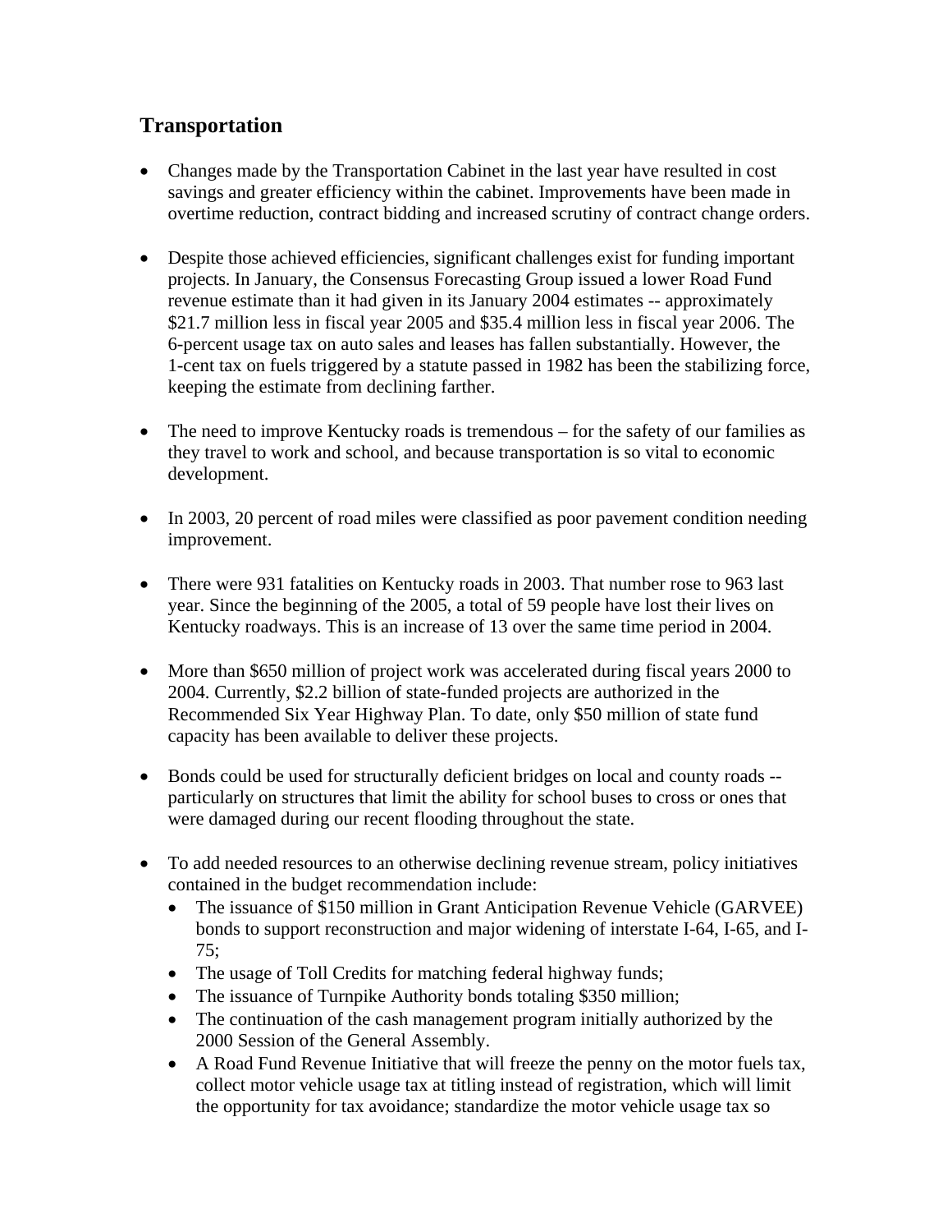## Transportation

- Changes made by the Transportation Cabinet in the last year have resulted in cost savings and greater efficiency within the cabinet. Improvements have been made in overtime reduction, contract bidding and increased scrutiny of contract change orders.

- Despite those achieved efficiencies, significant challenges exist for funding important projects. In January, the Consensus Forecasting Group issued a lower Road Fund revenue estimate than it had given in its January 2004 estimates -- approximately $21.7 million less in fiscal year 2005 and $35.4 million less in fiscal year 2006. The 6-percent usage tax on auto sales and leases has fallen substantially. However, the 1-cent tax on fuels triggered by a statute passed in 1982 has been the stabilizing force, keeping the estimate from declining farther.

- The need to improve Kentucky roads is tremendous – for the safety of our families as they travel to work and school, and because transportation is so vital to economic development.

- In 2003, 20 percent of road miles were classified as poor pavement condition needing improvement.

- There were 931 fatalities on Kentucky roads in 2003. That number rose to 963 last year. Since the beginning of the 2005, a total of 59 people have lost their lives on Kentucky roadways. This is an increase of 13 over the same time period in 2004.

- More than $650 million of project work was accelerated during fiscal years 2000 to 2004. Currently, $2.2 billion of state-funded projects are authorized in the Recommended Six Year Highway Plan. To date, only $50 million of state fund capacity has been available to deliver these projects.

- Bonds could be used for structurally deficient bridges on local and county roads -- particularly on structures that limit the ability for school buses to cross or ones that were damaged during our recent flooding throughout the state.

- To add needed resources to an otherwise declining revenue stream, policy initiatives contained in the budget recommendation include:
  - The issuance of $150 million in Grant Anticipation Revenue Vehicle (GARVEE) bonds to support reconstruction and major widening of interstate I-64, I-65, and I-75;
  - The usage of Toll Credits for matching federal highway funds;
  - The issuance of Turnpike Authority bonds totaling $350 million;
  - The continuation of the cash management program initially authorized by the 2000 Session of the General Assembly.
  - A Road Fund Revenue Initiative that will freeze the penny on the motor fuels tax, collect motor vehicle usage tax at titling instead of registration, which will limit the opportunity for tax avoidance; standardize the motor vehicle usage tax so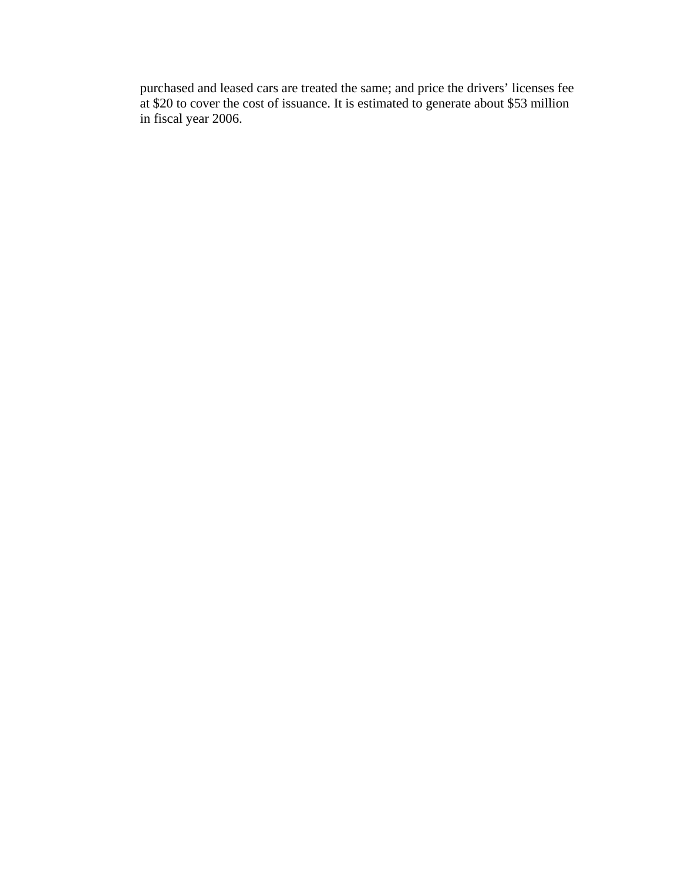purchased and leased cars are treated the same; and price the drivers' licenses fee at $20 to cover the cost of issuance. It is estimated to generate about $53 million in fiscal year 2006.